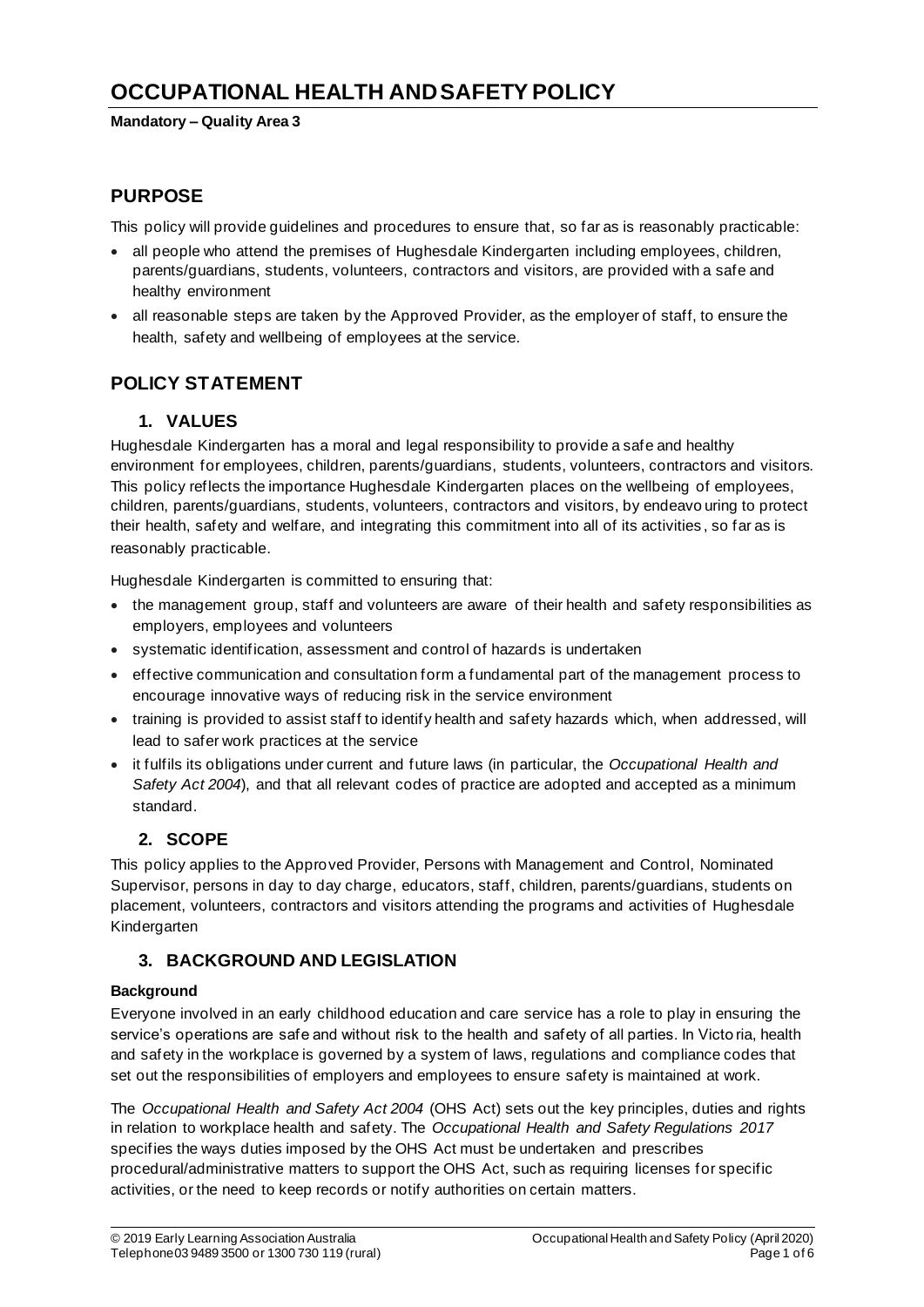# OCCUPATIONAL HEALTH AND SAFETY POLICY

**Mandatory – Quality Area 3**

## PURPOSE

This policy will provide guidelines and procedures to ensure that, so far as is reasonably practicable:

- all people who attend the premises of Hughesdale Kindergarten including employees, children, parents/guardians, students, volunteers, contractors and visitors, are provided with a safe and healthy environment
- all reasonable steps are taken by the Approved Provider, as the employer of staff, to ensure the health, safety and wellbeing of employees at the service.

## POLICY STATEMENT

### 1. VALUES

Hughesdale Kindergarten has a moral and legal responsibility to provide a safe and healthy environment for employees, children, parents/guardians, students, volunteers, contractors and visitors. This policy reflects the importance Hughesdale Kindergarten places on the wellbeing of employees, children, parents/guardians, students, volunteers, contractors and visitors, by endeavouring to protect their health, safety and welfare, and integrating this commitment into all of its activities, so far as is reasonably practicable.

Hughesdale Kindergarten is committed to ensuring that:

- the management group, staff and volunteers are aware of their health and safety responsibilities as employers, employees and volunteers
- systematic identification, assessment and control of hazards is undertaken
- effective communication and consultation form a fundamental part of the management process to encourage innovative ways of reducing risk in the service environment
- training is provided to assist staff to identify health and safety hazards which, when addressed, will lead to safer work practices at the service
- it fulfils its obligations under current and future laws (in particular, the *Occupational Health and Safety Act 2004*), and that all relevant codes of practice are adopted and accepted as a minimum standard.

### 2. SCOPE

This policy applies to the Approved Provider, Persons with Management and Control, Nominated Supervisor, persons in day to day charge, educators, staff, children, parents/guardians, students on placement, volunteers, contractors and visitors attending the programs and activities of Hughesdale Kindergarten

### 3. BACKGROUND AND LEGISLATION

**Background**

Everyone involved in an early childhood education and care service has a role to play in ensuring the service's operations are safe and without risk to the health and safety of all parties. In Victoria, health and safety in the workplace is governed by a system of laws, regulations and compliance codes that set out the responsibilities of employers and employees to ensure safety is maintained at work.

The *Occupational Health and Safety Act 2004* (OHS Act) sets out the key principles, duties and rights in relation to workplace health and safety. The *Occupational Health and Safety Regulations 2017* specifies the ways duties imposed by the OHS Act must be undertaken and prescribes procedural/administrative matters to support the OHS Act, such as requiring licenses for specific activities, or the need to keep records or notify authorities on certain matters.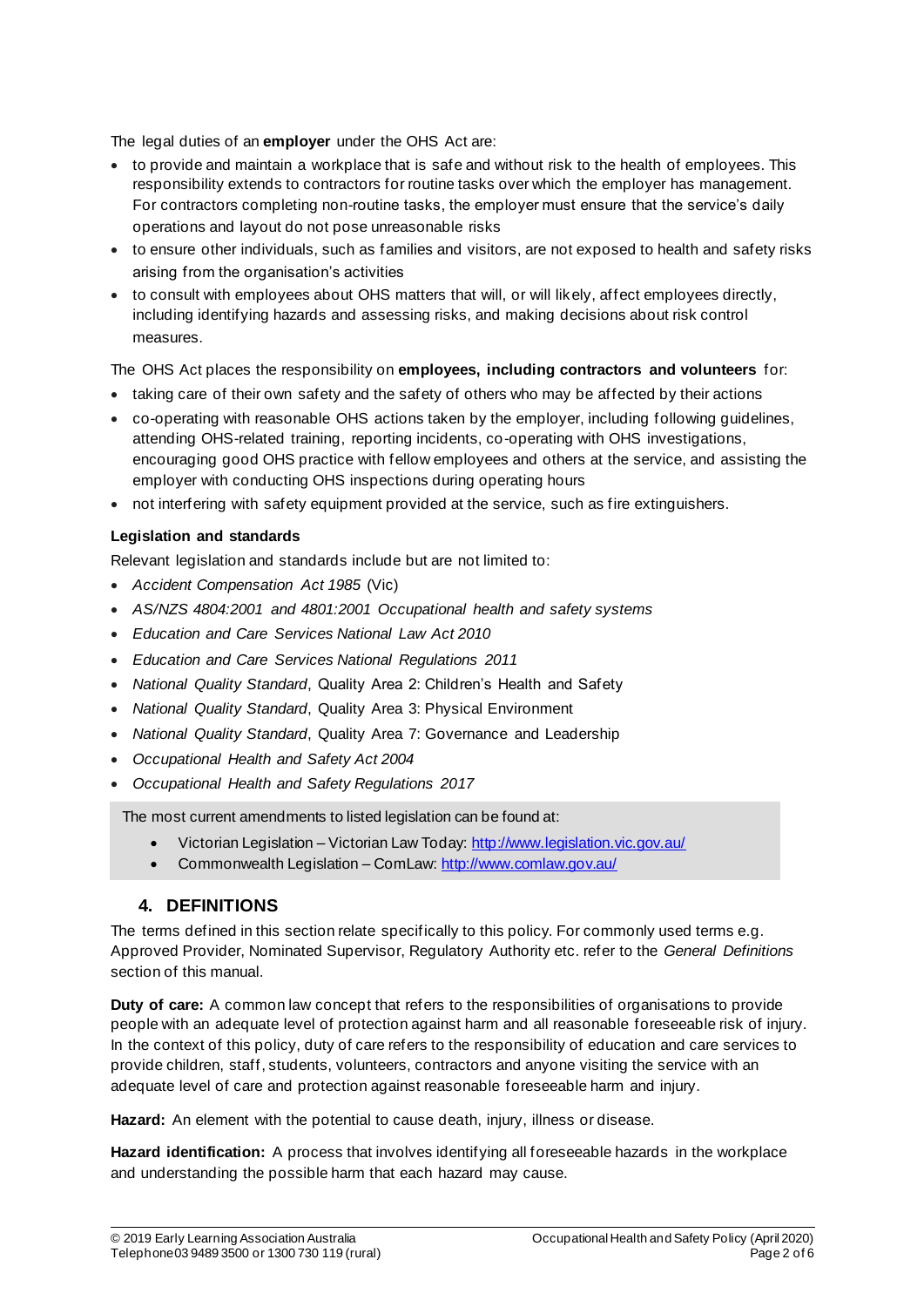The legal duties of an **employer** under the OHS Act are:

- to provide and maintain a workplace that is safe and without risk to the health of employees. This responsibility extends to contractors for routine tasks over which the employer has management. For contractors completing non-routine tasks, the employer must ensure that the service's daily operations and layout do not pose unreasonable risks
- to ensure other individuals, such as families and visitors, are not exposed to health and safety risks arising from the organisation's activities
- to consult with employees about OHS matters that will, or will likely, affect employees directly, including identifying hazards and assessing risks, and making decisions about risk control measures.

The OHS Act places the responsibility on **employees, including contractors and volunteers** for:

- taking care of their own safety and the safety of others who may be affected by their actions
- co-operating with reasonable OHS actions taken by the employer, including following guidelines, attending OHS-related training, reporting incidents, co-operating with OHS investigations, encouraging good OHS practice with fellow employees and others at the service, and assisting the employer with conducting OHS inspections during operating hours
- not interfering with safety equipment provided at the service, such as fire extinguishers.

**Legislation and standards**

Relevant legislation and standards include but are not limited to:

- *Accident Compensation Act 1985* (Vic)
- *AS/NZS 4804:2001 and 4801:2001 Occupational health and safety systems*
- *Education and Care Services National Law Act 2010*
- *Education and Care Services National Regulations 2011*
- *National Quality Standard*, Quality Area 2: Children's Health and Safety
- *National Quality Standard*, Quality Area 3: Physical Environment
- *National Quality Standard*, Quality Area 7: Governance and Leadership
- *Occupational Health and Safety Act 2004*
- *Occupational Health and Safety Regulations 2017*

The most current amendments to listed legislation can be found at:

- Victorian Legislation – Victorian Law Today: http://www.legislation.vic.gov.au/
- Commonwealth Legislation – ComLaw: http://www.comlaw.gov.au/

## 4. DEFINITIONS

The terms defined in this section relate specifically to this policy. For commonly used terms e.g. Approved Provider, Nominated Supervisor, Regulatory Authority etc. refer to the *General Definitions* section of this manual.

**Duty of care:** A common law concept that refers to the responsibilities of organisations to provide people with an adequate level of protection against harm and all reasonable foreseeable risk of injury. In the context of this policy, duty of care refers to the responsibility of education and care services to provide children, staff, students, volunteers, contractors and anyone visiting the service with an adequate level of care and protection against reasonable foreseeable harm and injury.

**Hazard:** An element with the potential to cause death, injury, illness or disease.

**Hazard identification:** A process that involves identifying all foreseeable hazards in the workplace and understanding the possible harm that each hazard may cause.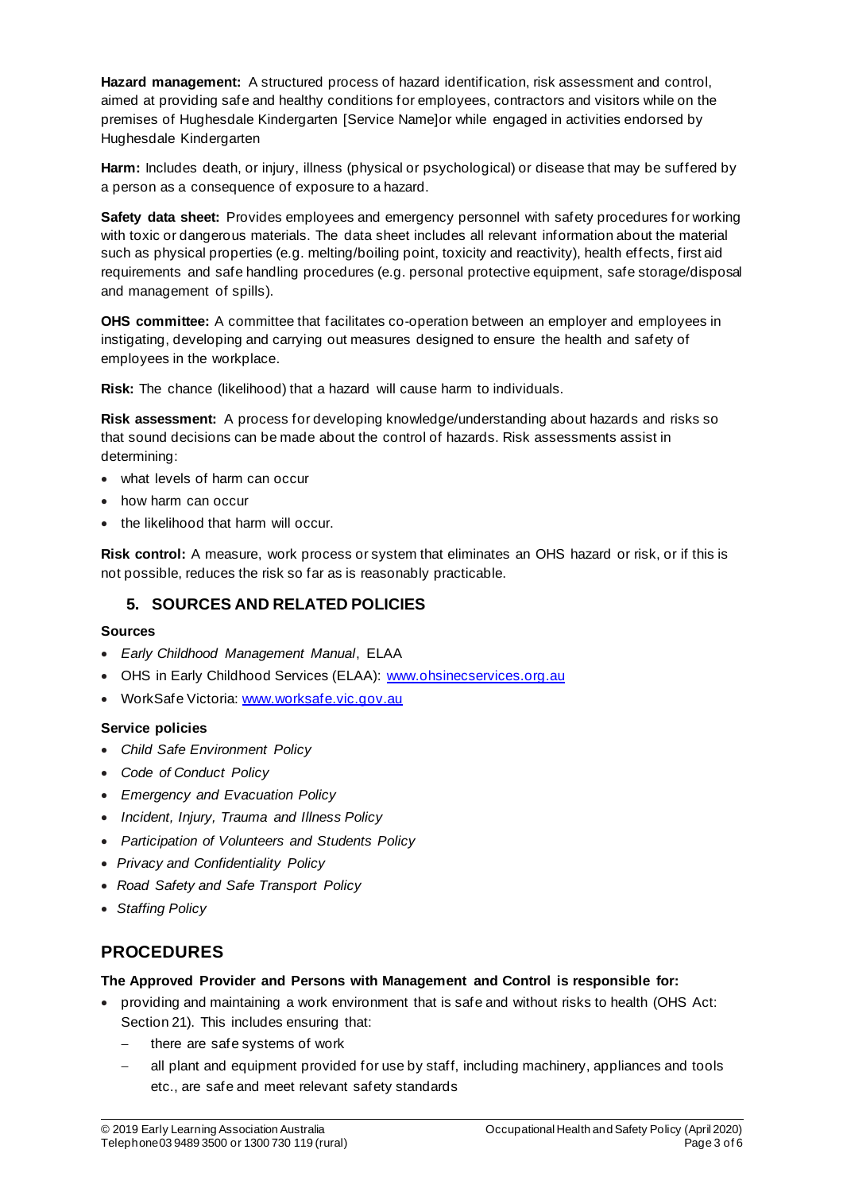**Hazard management:** A structured process of hazard identification, risk assessment and control, aimed at providing safe and healthy conditions for employees, contractors and visitors while on the premises of Hughesdale Kindergarten [Service Name]or while engaged in activities endorsed by Hughesdale Kindergarten

**Harm:** Includes death, or injury, illness (physical or psychological) or disease that may be suffered by a person as a consequence of exposure to a hazard.

**Safety data sheet:** Provides employees and emergency personnel with safety procedures for working with toxic or dangerous materials. The data sheet includes all relevant information about the material such as physical properties (e.g. melting/boiling point, toxicity and reactivity), health effects, first aid requirements and safe handling procedures (e.g. personal protective equipment, safe storage/disposal and management of spills).

**OHS committee:** A committee that facilitates co-operation between an employer and employees in instigating, developing and carrying out measures designed to ensure the health and safety of employees in the workplace.

**Risk:** The chance (likelihood) that a hazard will cause harm to individuals.

**Risk assessment:** A process for developing knowledge/understanding about hazards and risks so that sound decisions can be made about the control of hazards. Risk assessments assist in determining:

- what levels of harm can occur
- how harm can occur
- the likelihood that harm will occur.

**Risk control:** A measure, work process or system that eliminates an OHS hazard or risk, or if this is not possible, reduces the risk so far as is reasonably practicable.

## 5. SOURCES AND RELATED POLICIES

**Sources**

- *Early Childhood Management Manual*, ELAA
- OHS in Early Childhood Services (ELAA): www.ohsinecservices.org.au
- WorkSafe Victoria: www.worksafe.vic.gov.au

**Service policies**

- *Child Safe Environment Policy*
- *Code of Conduct Policy*
- *Emergency and Evacuation Policy*
- *Incident, Injury, Trauma and Illness Policy*
- *Participation of Volunteers and Students Policy*
- *Privacy and Confidentiality Policy*
- *Road Safety and Safe Transport Policy*
- *Staffing Policy*

# PROCEDURES

**The Approved Provider and Persons with Management and Control is responsible for:**

- providing and maintaining a work environment that is safe and without risks to health (OHS Act: Section 21). This includes ensuring that:
  - there are safe systems of work
  - all plant and equipment provided for use by staff, including machinery, appliances and tools etc., are safe and meet relevant safety standards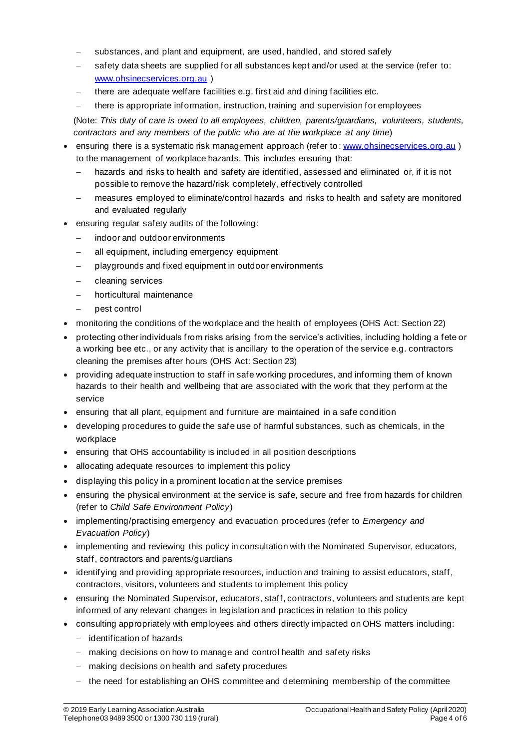- substances, and plant and equipment, are used, handled, and stored safely
  - safety data sheets are supplied for all substances kept and/or used at the service (refer to: [www.ohsinecservices.org.au](www.ohsinecservices.org.au) )
  - there are adequate welfare facilities e.g. first aid and dining facilities etc.
  - there is appropriate information, instruction, training and supervision for employees

  (Note: *This duty of care is owed to all employees, children, parents/guardians, volunteers, students, contractors and any members of the public who are at the workplace at any time*)

- ensuring there is a systematic risk management approach (refer to: [www.ohsinecservices.org.au](www.ohsinecservices.org.au) ) to the management of workplace hazards. This includes ensuring that:
  - hazards and risks to health and safety are identified, assessed and eliminated or, if it is not possible to remove the hazard/risk completely, effectively controlled
  - measures employed to eliminate/control hazards and risks to health and safety are monitored and evaluated regularly
- ensuring regular safety audits of the following:
  - indoor and outdoor environments
  - all equipment, including emergency equipment
  - playgrounds and fixed equipment in outdoor environments
  - cleaning services
  - horticultural maintenance
  - pest control
- monitoring the conditions of the workplace and the health of employees (OHS Act: Section 22)
- protecting other individuals from risks arising from the service's activities, including holding a fete or a working bee etc., or any activity that is ancillary to the operation of the service e.g. contractors cleaning the premises after hours (OHS Act: Section 23)
- providing adequate instruction to staff in safe working procedures, and informing them of known hazards to their health and wellbeing that are associated with the work that they perform at the service
- ensuring that all plant, equipment and furniture are maintained in a safe condition
- developing procedures to guide the safe use of harmful substances, such as chemicals, in the workplace
- ensuring that OHS accountability is included in all position descriptions
- allocating adequate resources to implement this policy
- displaying this policy in a prominent location at the service premises
- ensuring the physical environment at the service is safe, secure and free from hazards for children (refer to *Child Safe Environment Policy*)
- implementing/practising emergency and evacuation procedures (refer to *Emergency and Evacuation Policy*)
- implementing and reviewing this policy in consultation with the Nominated Supervisor, educators, staff, contractors and parents/guardians
- identifying and providing appropriate resources, induction and training to assist educators, staff, contractors, visitors, volunteers and students to implement this policy
- ensuring the Nominated Supervisor, educators, staff, contractors, volunteers and students are kept informed of any relevant changes in legislation and practices in relation to this policy
- consulting appropriately with employees and others directly impacted on OHS matters including:
  - identification of hazards
  - making decisions on how to manage and control health and safety risks
  - making decisions on health and safety procedures
  - the need for establishing an OHS committee and determining membership of the committee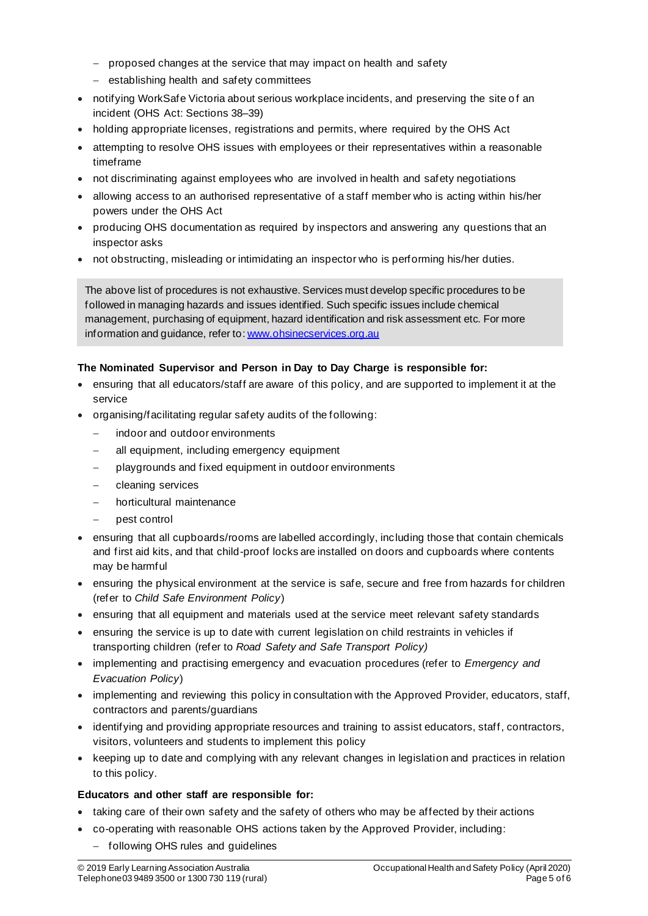- proposed changes at the service that may impact on health and safety
  - establishing health and safety committees
- notifying WorkSafe Victoria about serious workplace incidents, and preserving the site of an incident (OHS Act: Sections 38–39)
- holding appropriate licenses, registrations and permits, where required by the OHS Act
- attempting to resolve OHS issues with employees or their representatives within a reasonable timeframe
- not discriminating against employees who are involved in health and safety negotiations
- allowing access to an authorised representative of a staff member who is acting within his/her powers under the OHS Act
- producing OHS documentation as required by inspectors and answering any questions that an inspector asks
- not obstructing, misleading or intimidating an inspector who is performing his/her duties.

> The above list of procedures is not exhaustive. Services must develop specific procedures to be followed in managing hazards and issues identified. Such specific issues include chemical management, purchasing of equipment, hazard identification and risk assessment etc. For more information and guidance, refer to: [www.ohsinecservices.org.au](http://www.ohsinecservices.org.au)

**The Nominated Supervisor and Person in Day to Day Charge is responsible for:**

- ensuring that all educators/staff are aware of this policy, and are supported to implement it at the service
- organising/facilitating regular safety audits of the following:
  - indoor and outdoor environments
  - all equipment, including emergency equipment
  - playgrounds and fixed equipment in outdoor environments
  - cleaning services
  - horticultural maintenance
  - pest control
- ensuring that all cupboards/rooms are labelled accordingly, including those that contain chemicals and first aid kits, and that child-proof locks are installed on doors and cupboards where contents may be harmful
- ensuring the physical environment at the service is safe, secure and free from hazards for children (refer to *Child Safe Environment Policy*)
- ensuring that all equipment and materials used at the service meet relevant safety standards
- ensuring the service is up to date with current legislation on child restraints in vehicles if transporting children (refer to *Road Safety and Safe Transport Policy)*
- implementing and practising emergency and evacuation procedures (refer to *Emergency and Evacuation Policy*)
- implementing and reviewing this policy in consultation with the Approved Provider, educators, staff, contractors and parents/guardians
- identifying and providing appropriate resources and training to assist educators, staff, contractors, visitors, volunteers and students to implement this policy
- keeping up to date and complying with any relevant changes in legislation and practices in relation to this policy.

**Educators and other staff are responsible for:**

- taking care of their own safety and the safety of others who may be affected by their actions
- co-operating with reasonable OHS actions taken by the Approved Provider, including:
  - following OHS rules and guidelines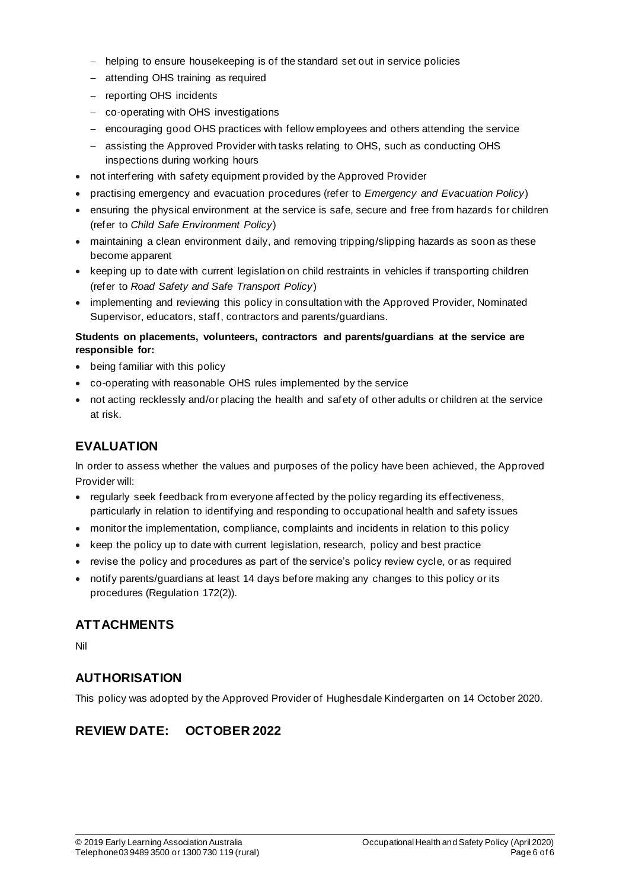- helping to ensure housekeeping is of the standard set out in service policies
  - attending OHS training as required
  - reporting OHS incidents
  - co-operating with OHS investigations
  - encouraging good OHS practices with fellow employees and others attending the service
  - assisting the Approved Provider with tasks relating to OHS, such as conducting OHS inspections during working hours
- not interfering with safety equipment provided by the Approved Provider
- practising emergency and evacuation procedures (refer to *Emergency and Evacuation Policy*)
- ensuring the physical environment at the service is safe, secure and free from hazards for children (refer to *Child Safe Environment Policy*)
- maintaining a clean environment daily, and removing tripping/slipping hazards as soon as these become apparent
- keeping up to date with current legislation on child restraints in vehicles if transporting children (refer to *Road Safety and Safe Transport Policy*)
- implementing and reviewing this policy in consultation with the Approved Provider, Nominated Supervisor, educators, staff, contractors and parents/guardians.

**Students on placements, volunteers, contractors and parents/guardians at the service are responsible for:**

- being familiar with this policy
- co-operating with reasonable OHS rules implemented by the service
- not acting recklessly and/or placing the health and safety of other adults or children at the service at risk.

## EVALUATION

In order to assess whether the values and purposes of the policy have been achieved, the Approved Provider will:

- regularly seek feedback from everyone affected by the policy regarding its effectiveness, particularly in relation to identifying and responding to occupational health and safety issues
- monitor the implementation, compliance, complaints and incidents in relation to this policy
- keep the policy up to date with current legislation, research, policy and best practice
- revise the policy and procedures as part of the service's policy review cycle, or as required
- notify parents/guardians at least 14 days before making any changes to this policy or its procedures (Regulation 172(2)).

## ATTACHMENTS

Nil

## AUTHORISATION

This policy was adopted by the Approved Provider of Hughesdale Kindergarten on 14 October 2020.

## REVIEW DATE: OCTOBER 2022